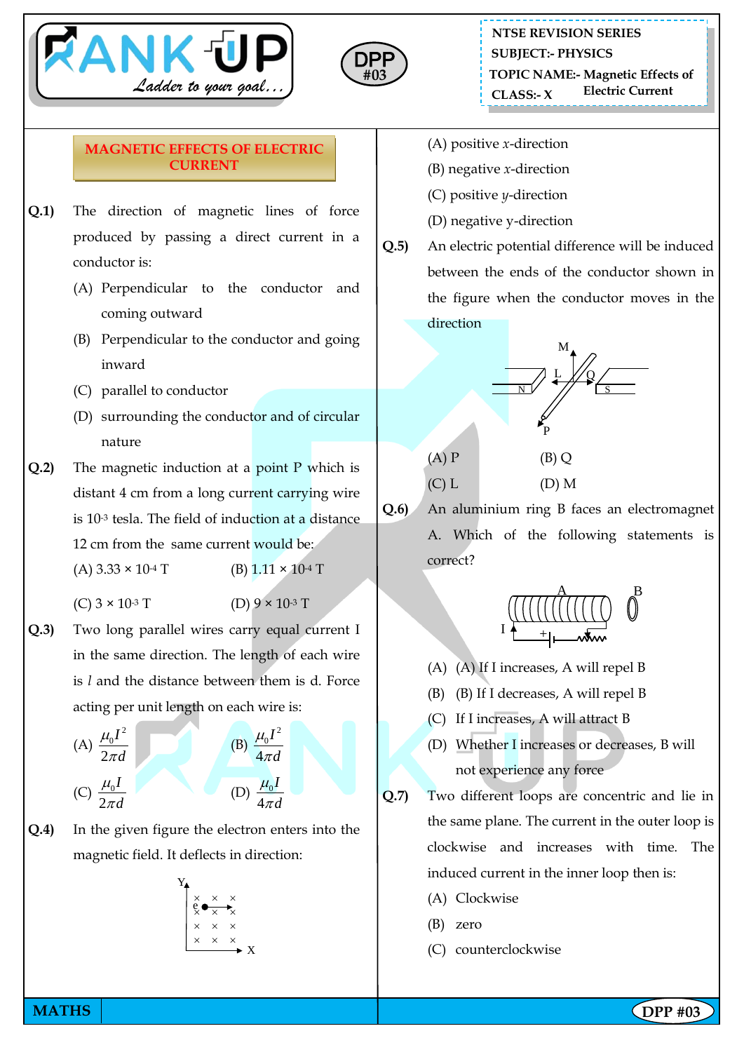NTSE REVISION SERIES
SUBJECT:- PHYSICS
TOPIC NAME:- Magnetic Effects of Electric Current
CLASS:- X

DPP #03

## MAGNETIC EFFECTS OF ELECTRIC CURRENT

**Q.1)** The direction of magnetic lines of force produced by passing a direct current in a conductor is:

(A) Perpendicular to the conductor and coming outward

(B) Perpendicular to the conductor and going inward

(C) parallel to conductor

(D) surrounding the conductor and of circular nature

**Q.2)** The magnetic induction at a point P which is distant 4 cm from a long current carrying wire is $10^{-3}$ tesla. The field of induction at a distance 12 cm from the same current would be:

(A) $3.33 \times 10^{-4}$ T (B) $1.11 \times 10^{-4}$ T

(C) $3 \times 10^{-3}$ T (D) $9 \times 10^{-3}$ T

**Q.3)** Two long parallel wires carry equal current I in the same direction. The length of each wire is $l$ and the distance between them is d. Force acting per unit length on each wire is:

(A) $\frac{\mu_0 I^2}{2\pi d}$ (B) $\frac{\mu_0 I^2}{4\pi d}$

(C) $\frac{\mu_0 I}{2\pi d}$ (D) $\frac{\mu_0 I}{4\pi d}$

**Q.4)** In the given figure the electron enters into the magnetic field. It deflects in direction:

(A) positive $x$-direction

(B) negative $x$-direction

(C) positive $y$-direction

(D) negative y-direction

**Q.5)** An electric potential difference will be induced between the ends of the conductor shown in the figure when the conductor moves in the direction

(A) P (B) Q

(C) L (D) M

**Q.6)** An aluminium ring B faces an electromagnet A. Which of the following statements is correct?

(A) (A) If I increases, A will repel B

(B) (B) If I decreases, A will repel B

(C) If I increases, A will attract B

(D) Whether I increases or decreases, B will not experience any force

**Q.7)** Two different loops are concentric and lie in the same plane. The current in the outer loop is clockwise and increases with time. The induced current in the inner loop then is:

(A) Clockwise

(B) zero

(C) counterclockwise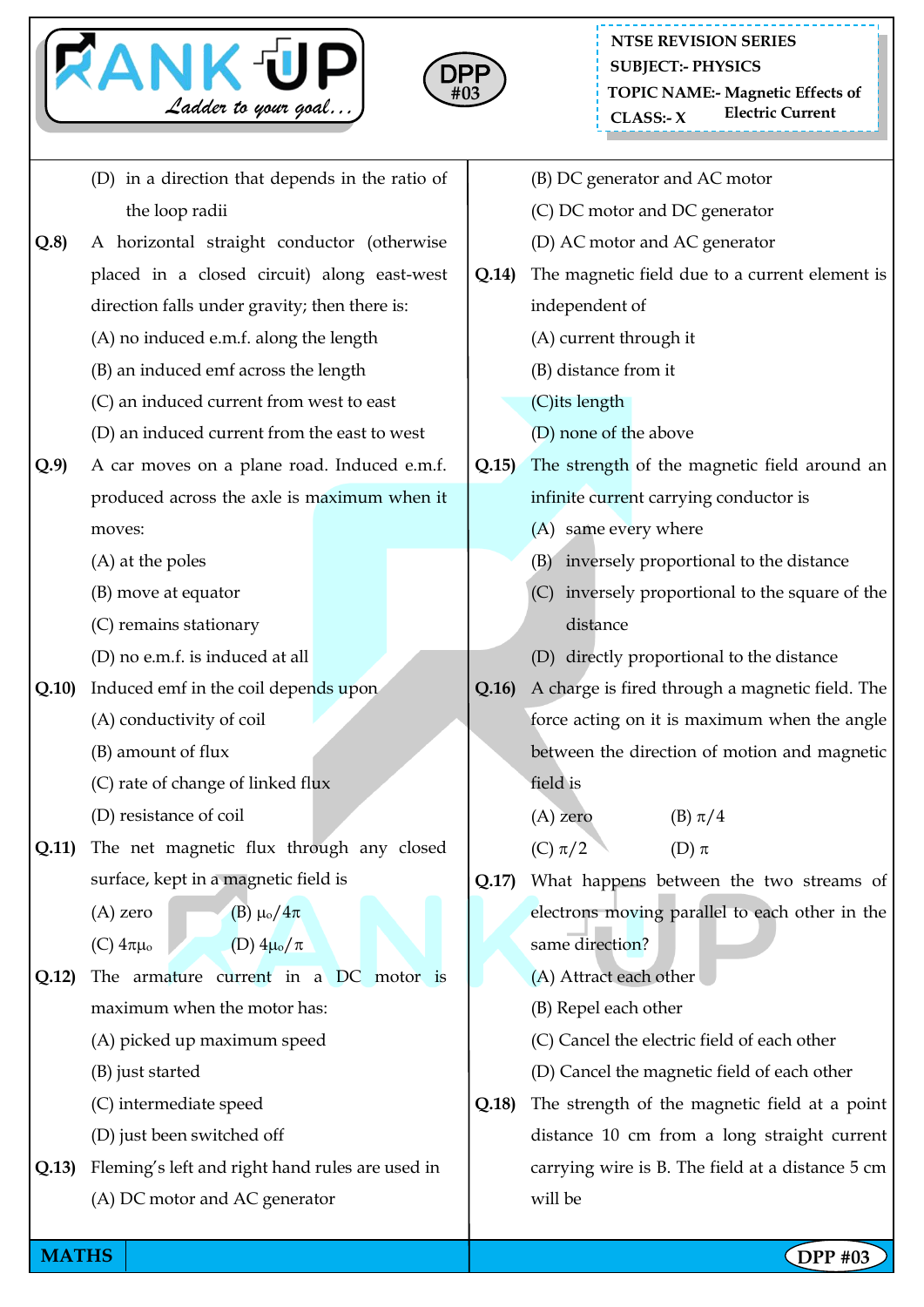(D) in a direction that depends in the ratio of the loop radii

**Q.8)** A horizontal straight conductor (otherwise placed in a closed circuit) along east-west direction falls under gravity; then there is:

(A) no induced e.m.f. along the length

(B) an induced emf across the length

(C) an induced current from west to east

(D) an induced current from the east to west

**Q.9)** A car moves on a plane road. Induced e.m.f. produced across the axle is maximum when it moves:

(A) at the poles

(B) move at equator

(C) remains stationary

(D) no e.m.f. is induced at all

**Q.10)** Induced emf in the coil depends upon

(A) conductivity of coil

(B) amount of flux

(C) rate of change of linked flux

(D) resistance of coil

**Q.11)** The net magnetic flux through any closed surface, kept in a magnetic field is

(A) zero (B) $\mu_o/4\pi$

(C) $4\pi\mu_o$ (D) $4\mu_o/\pi$

**Q.12)** The armature current in a DC motor is maximum when the motor has:

(A) picked up maximum speed

(B) just started

(C) intermediate speed

(D) just been switched off

**Q.13)** Fleming's left and right hand rules are used in

(A) DC motor and AC generator

(B) DC generator and AC motor

(C) DC motor and DC generator

(D) AC motor and AC generator

**Q.14)** The magnetic field due to a current element is independent of

(A) current through it

(B) distance from it

(C) its length

(D) none of the above

**Q.15)** The strength of the magnetic field around an infinite current carrying conductor is

(A) same every where

(B) inversely proportional to the distance

(C) inversely proportional to the square of the distance

(D) directly proportional to the distance

**Q.16)** A charge is fired through a magnetic field. The force acting on it is maximum when the angle between the direction of motion and magnetic field is

(A) zero (B) $\pi/4$

(C) $\pi/2$ (D) $\pi$

**Q.17)** What happens between the two streams of electrons moving parallel to each other in the same direction?

(A) Attract each other

(B) Repel each other

(C) Cancel the electric field of each other

(D) Cancel the magnetic field of each other

**Q.18)** The strength of the magnetic field at a point distance 10 cm from a long straight current carrying wire is B. The field at a distance 5 cm will be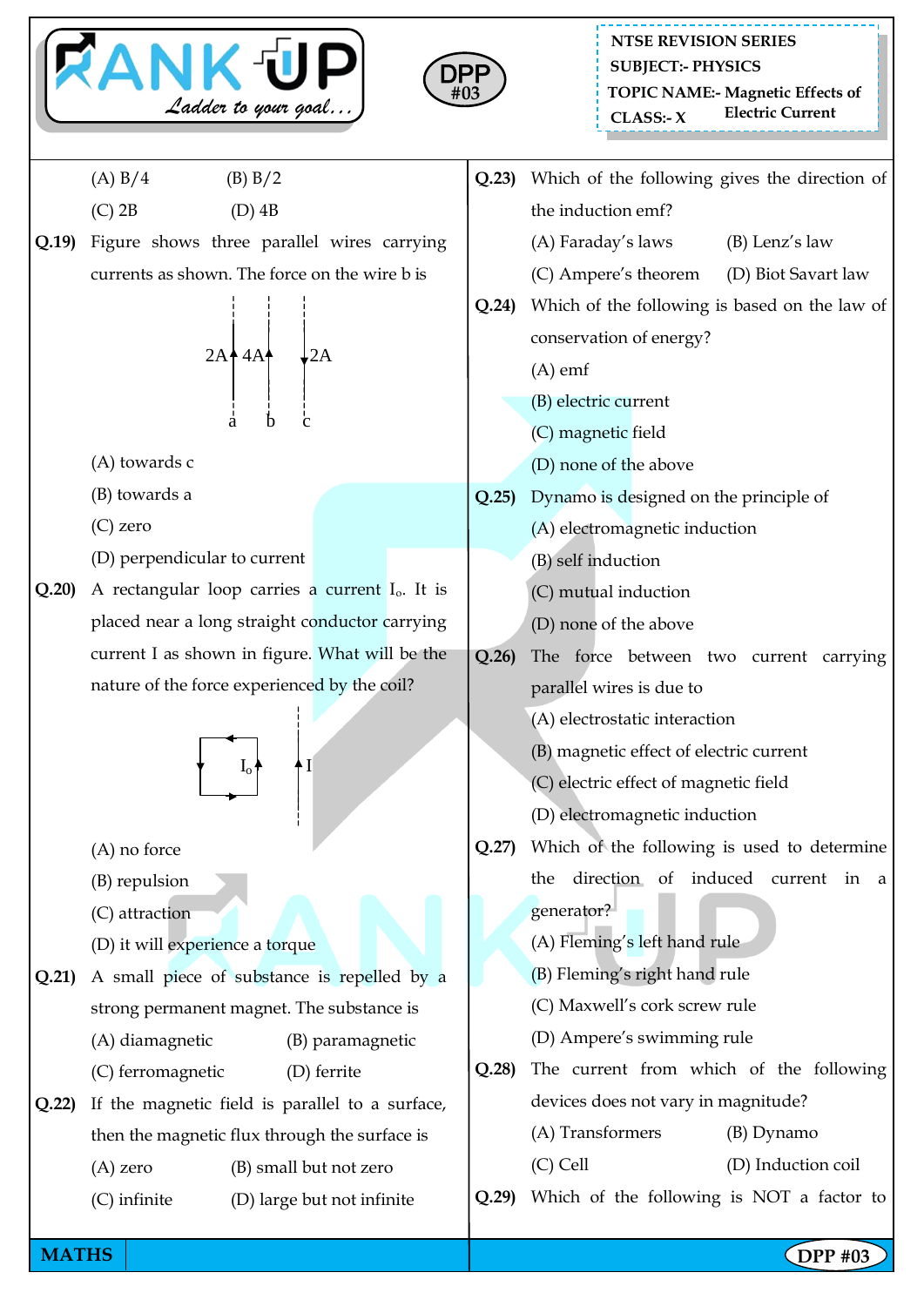(A) B/4 (B) B/2

(C) 2B (D) 4B

**Q.19)** Figure shows three parallel wires carrying currents as shown. The force on the wire b is

(A) towards c

(B) towards a

(C) zero

(D) perpendicular to current

**Q.20)** A rectangular loop carries a current $I_o$. It is placed near a long straight conductor carrying current I as shown in figure. What will be the nature of the force experienced by the coil?

(A) no force

(B) repulsion

(C) attraction

(D) it will experience a torque

**Q.21)** A small piece of substance is repelled by a strong permanent magnet. The substance is

(A) diamagnetic (B) paramagnetic

(C) ferromagnetic (D) ferrite

**Q.22)** If the magnetic field is parallel to a surface, then the magnetic flux through the surface is

(A) zero (B) small but not zero

(C) infinite (D) large but not infinite

**Q.23)** Which of the following gives the direction of the induction emf?

(A) Faraday's laws (B) Lenz's law

(C) Ampere's theorem (D) Biot Savart law

**Q.24)** Which of the following is based on the law of conservation of energy?

(A) emf

(B) electric current

(C) magnetic field

(D) none of the above

**Q.25)** Dynamo is designed on the principle of

(A) electromagnetic induction

(B) self induction

(C) mutual induction

(D) none of the above

**Q.26)** The force between two current carrying parallel wires is due to

(A) electrostatic interaction

(B) magnetic effect of electric current

(C) electric effect of magnetic field

(D) electromagnetic induction

**Q.27)** Which of the following is used to determine the direction of induced current in a generator?

(A) Fleming's left hand rule

(B) Fleming's right hand rule

(C) Maxwell's cork screw rule

(D) Ampere's swimming rule

**Q.28)** The current from which of the following devices does not vary in magnitude?

(A) Transformers (B) Dynamo

(C) Cell (D) Induction coil

**Q.29)** Which of the following is NOT a factor to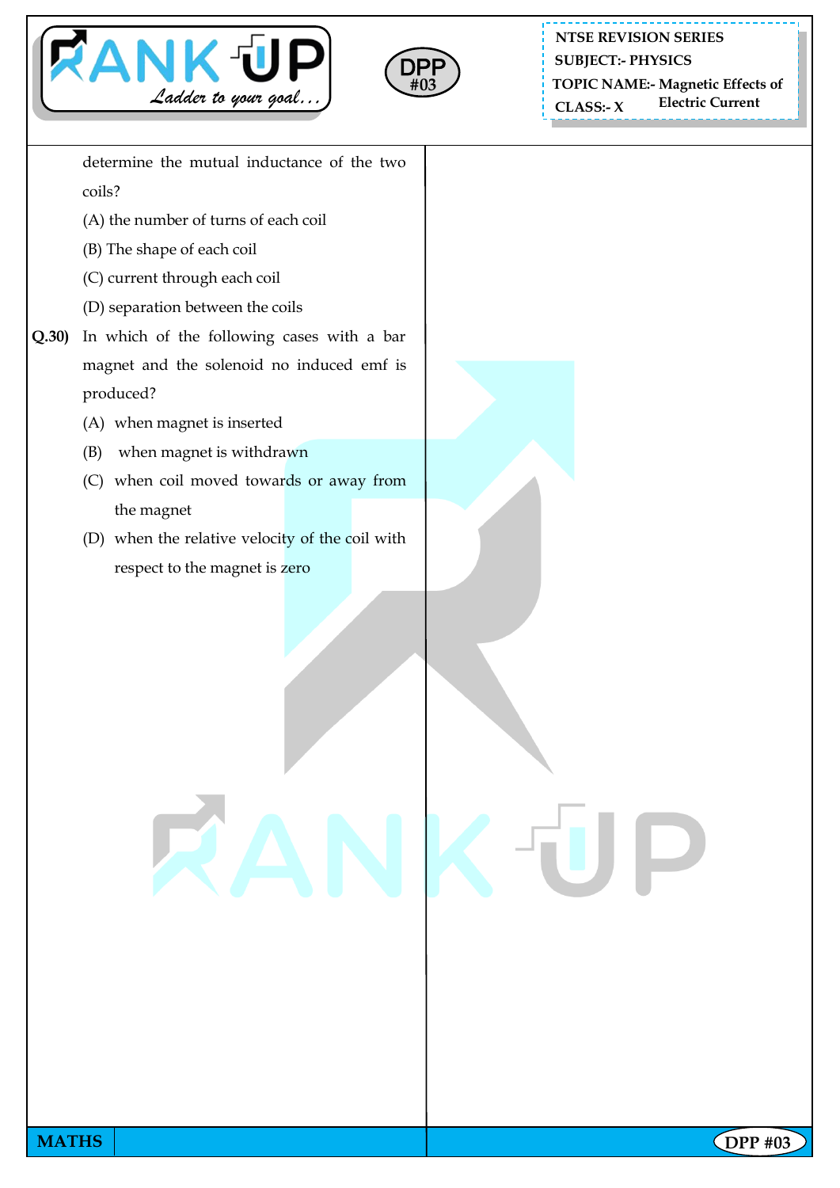determine the mutual inductance of the two coils?

(A) the number of turns of each coil

(B) The shape of each coil

(C) current through each coil

(D) separation between the coils

**Q.30)** In which of the following cases with a bar magnet and the solenoid no induced emf is produced?

(A) when magnet is inserted

(B) when magnet is withdrawn

(C) when coil moved towards or away from the magnet

(D) when the relative velocity of the coil with respect to the magnet is zero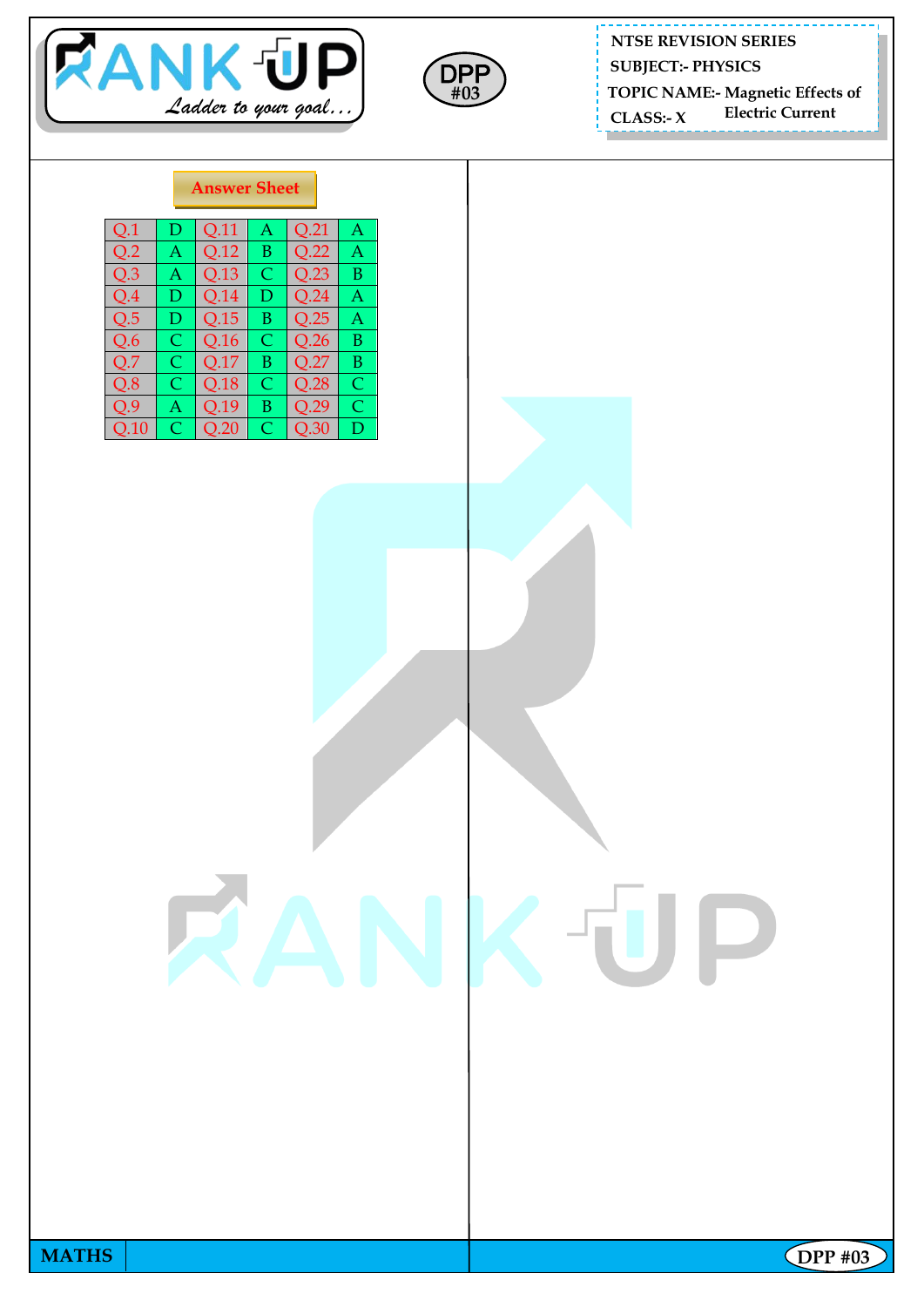NTSE REVISION SERIES

SUBJECT:- PHYSICS

TOPIC NAME:- Magnetic Effects of Electric Current

CLASS:- X

DPP #03

## Answer Sheet

| | | | | | |
|---|---|---|---|---|---|
| Q.1 | D | Q.11 | A | Q.21 | A |
| Q.2 | A | Q.12 | B | Q.22 | A |
| Q.3 | A | Q.13 | C | Q.23 | B |
| Q.4 | D | Q.14 | D | Q.24 | A |
| Q.5 | D | Q.15 | B | Q.25 | A |
| Q.6 | C | Q.16 | C | Q.26 | B |
| Q.7 | C | Q.17 | B | Q.27 | B |
| Q.8 | C | Q.18 | C | Q.28 | C |
| Q.9 | A | Q.19 | B | Q.29 | C |
| Q.10 | C | Q.20 | C | Q.30 | D |